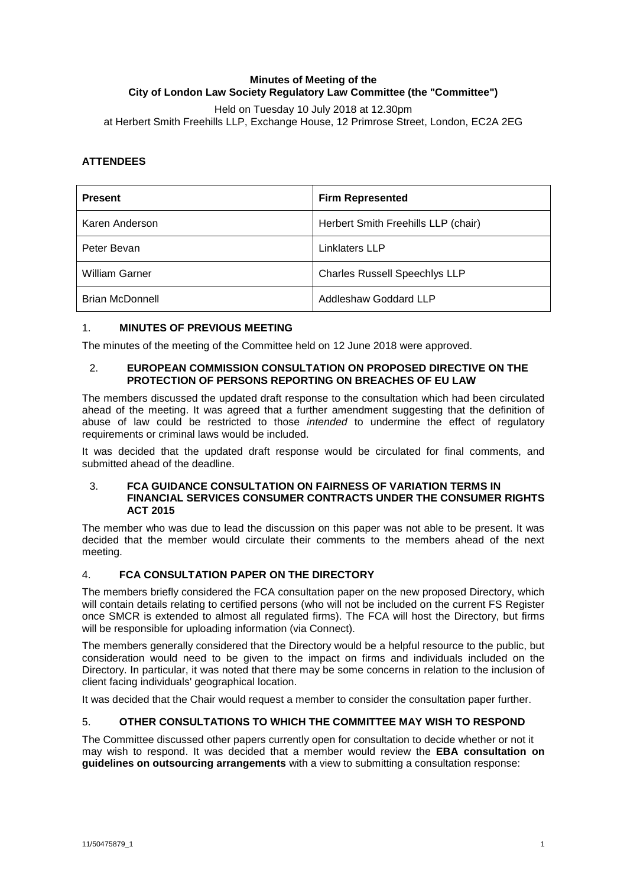**Minutes of Meeting of the**
**City of London Law Society Regulatory Law Committee (the "Committee")**

Held on Tuesday 10 July 2018 at 12.30pm
at Herbert Smith Freehills LLP, Exchange House, 12 Primrose Street, London, EC2A 2EG

## ATTENDEES

| Present | Firm Represented |
| --- | --- |
| Karen Anderson | Herbert Smith Freehills LLP (chair) |
| Peter Bevan | Linklaters LLP |
| William Garner | Charles Russell Speechlys LLP |
| Brian McDonnell | Addleshaw Goddard LLP |

### 1. MINUTES OF PREVIOUS MEETING

The minutes of the meeting of the Committee held on 12 June 2018 were approved.

### 2. EUROPEAN COMMISSION CONSULTATION ON PROPOSED DIRECTIVE ON THE PROTECTION OF PERSONS REPORTING ON BREACHES OF EU LAW

The members discussed the updated draft response to the consultation which had been circulated ahead of the meeting. It was agreed that a further amendment suggesting that the definition of abuse of law could be restricted to those *intended* to undermine the effect of regulatory requirements or criminal laws would be included.

It was decided that the updated draft response would be circulated for final comments, and submitted ahead of the deadline.

### 3. FCA GUIDANCE CONSULTATION ON FAIRNESS OF VARIATION TERMS IN FINANCIAL SERVICES CONSUMER CONTRACTS UNDER THE CONSUMER RIGHTS ACT 2015

The member who was due to lead the discussion on this paper was not able to be present. It was decided that the member would circulate their comments to the members ahead of the next meeting.

### 4. FCA CONSULTATION PAPER ON THE DIRECTORY

The members briefly considered the FCA consultation paper on the new proposed Directory, which will contain details relating to certified persons (who will not be included on the current FS Register once SMCR is extended to almost all regulated firms). The FCA will host the Directory, but firms will be responsible for uploading information (via Connect).

The members generally considered that the Directory would be a helpful resource to the public, but consideration would need to be given to the impact on firms and individuals included on the Directory. In particular, it was noted that there may be some concerns in relation to the inclusion of client facing individuals' geographical location.

It was decided that the Chair would request a member to consider the consultation paper further.

### 5. OTHER CONSULTATIONS TO WHICH THE COMMITTEE MAY WISH TO RESPOND

The Committee discussed other papers currently open for consultation to decide whether or not it may wish to respond. It was decided that a member would review the **EBA consultation on guidelines on outsourcing arrangements** with a view to submitting a consultation response: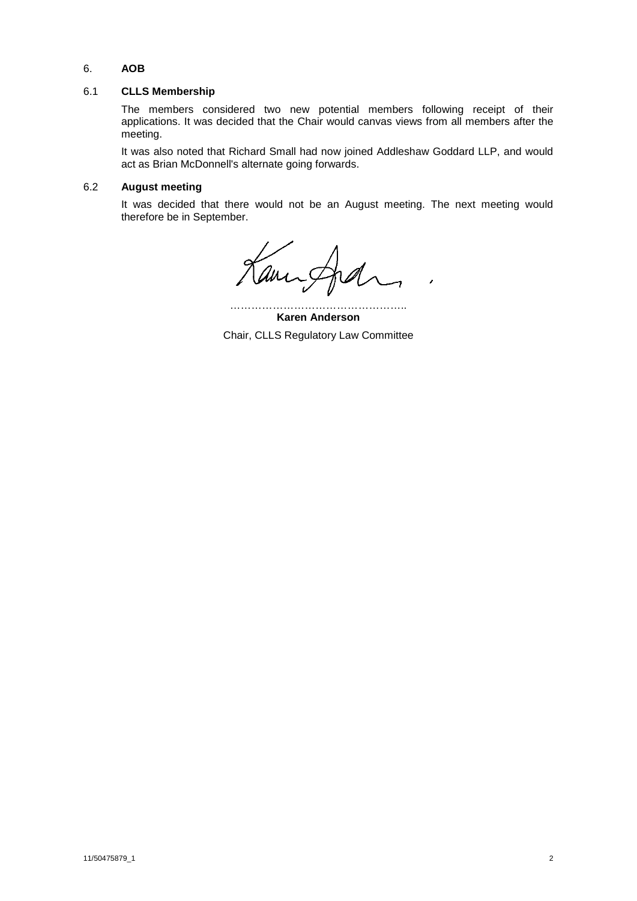## 6. AOB

### 6.1 CLLS Membership

The members considered two new potential members following receipt of their applications. It was decided that the Chair would canvas views from all members after the meeting.

It was also noted that Richard Small had now joined Addleshaw Goddard LLP, and would act as Brian McDonnell's alternate going forwards.

### 6.2 August meeting

It was decided that there would not be an August meeting. The next meeting would therefore be in September.

…………………………………………..

**Karen Anderson**

Chair, CLLS Regulatory Law Committee

11/50475879_1